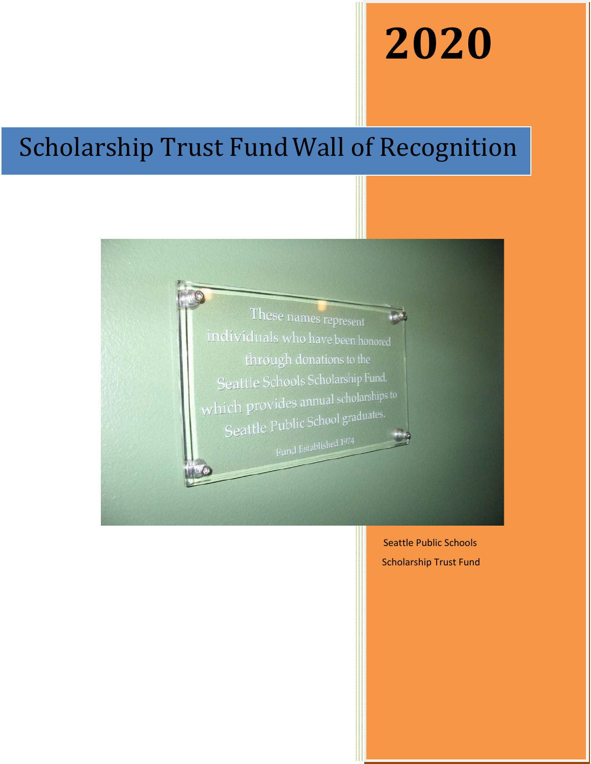# 2020

# Scholarship Trust Fund Wall of Recognition

These names represent individuals who have been honored through donations to the Seattle Schools Scholarship Fund, which provides annual scholarships to Seattle Public School graduates.

Fund Established 1974

Seattle Public Schools

Scholarship Trust Fund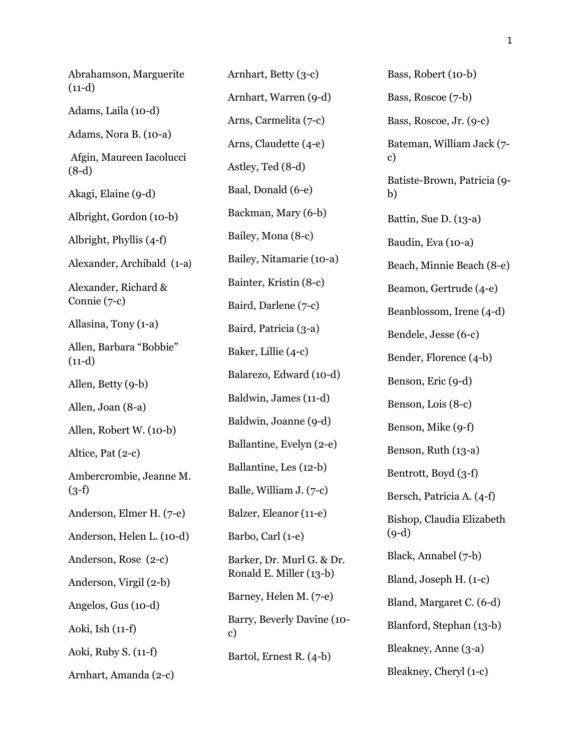Abrahamson, Marguerite (11-d)

Adams, Laila (10-d)

Adams, Nora B. (10-a)

Afgin, Maureen Iacolucci (8-d)

Akagi, Elaine (9-d)

Albright, Gordon (10-b)

Albright, Phyllis (4-f)

Alexander, Archibald (1-a)

Alexander, Richard & Connie (7-c)

Allasina, Tony (1-a)

Allen, Barbara "Bobbie" (11-d)

Allen, Betty (9-b)

Allen, Joan (8-a)

Allen, Robert W. (10-b)

Altice, Pat (2-c)

Ambercrombie, Jeanne M. (3-f)

Anderson, Elmer H. (7-e)

Anderson, Helen L. (10-d)

Anderson, Rose (2-c)

Anderson, Virgil (2-b)

Angelos, Gus (10-d)

Aoki, Ish (11-f)

Aoki, Ruby S. (11-f)

Arnhart, Amanda (2-c)

Arnhart, Betty (3-c)

Arnhart, Warren (9-d)

Arns, Carmelita (7-c)

Arns, Claudette (4-e)

Astley, Ted (8-d)

Baal, Donald (6-e)

Backman, Mary (6-b)

Bailey, Mona (8-c)

Bailey, Nitamarie (10-a)

Bainter, Kristin (8-c)

Baird, Darlene (7-c)

Baird, Patricia (3-a)

Baker, Lillie (4-c)

Balarezo, Edward (10-d)

Baldwin, James (11-d)

Baldwin, Joanne (9-d)

Ballantine, Evelyn (2-e)

Ballantine, Les (12-b)

Balle, William J. (7-c)

Balzer, Eleanor (11-e)

Barbo, Carl (1-e)

Barker, Dr. Murl G. & Dr. Ronald E. Miller (13-b)

Barney, Helen M. (7-e)

Barry, Beverly Davine (10-c)

Bartol, Ernest R. (4-b)

Bass, Robert (10-b)

Bass, Roscoe (7-b)

Bass, Roscoe, Jr. (9-c)

Bateman, William Jack (7-c)

Batiste-Brown, Patricia (9-b)

Battin, Sue D. (13-a)

Baudin, Eva (10-a)

Beach, Minnie Beach (8-e)

Beamon, Gertrude (4-e)

Beanblossom, Irene (4-d)

Bendele, Jesse (6-c)

Bender, Florence (4-b)

Benson, Eric (9-d)

Benson, Lois (8-c)

Benson, Mike (9-f)

Benson, Ruth (13-a)

Bentrott, Boyd (3-f)

Bersch, Patricia A. (4-f)

Bishop, Claudia Elizabeth (9-d)

Black, Annabel (7-b)

Bland, Joseph H. (1-c)

Bland, Margaret C. (6-d)

Blanford, Stephan (13-b)

Bleakney, Anne (3-a)

Bleakney, Cheryl (1-c)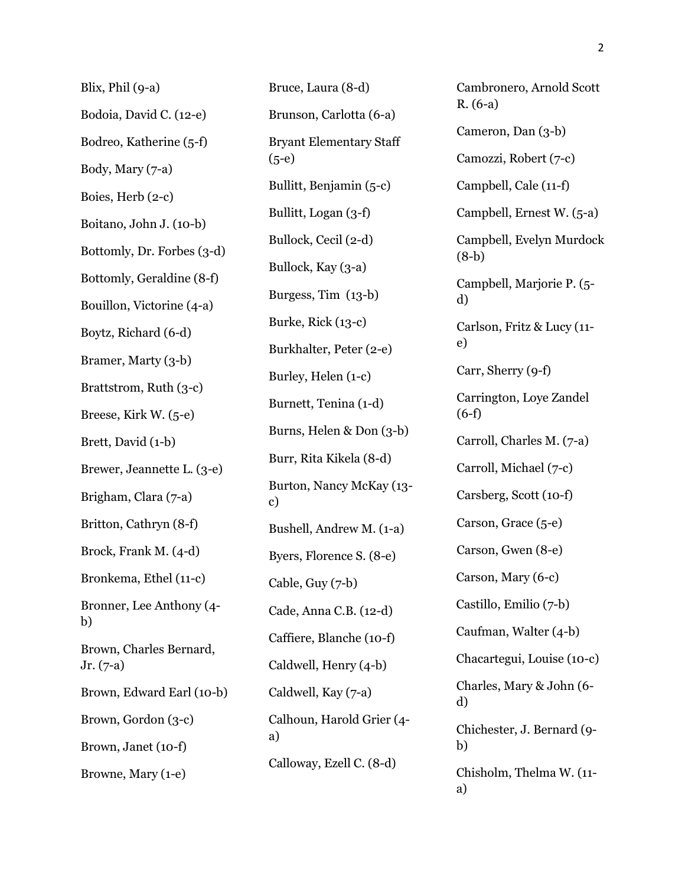Blix, Phil (9-a)

Bodoia, David C. (12-e)

Bodreo, Katherine (5-f)

Body, Mary (7-a)

Boies, Herb (2-c)

Boitano, John J. (10-b)

Bottomly, Dr. Forbes (3-d)

Bottomly, Geraldine (8-f)

Bouillon, Victorine (4-a)

Boytz, Richard (6-d)

Bramer, Marty (3-b)

Brattstrom, Ruth (3-c)

Breese, Kirk W. (5-e)

Brett, David (1-b)

Brewer, Jeannette L. (3-e)

Brigham, Clara (7-a)

Britton, Cathryn (8-f)

Brock, Frank M. (4-d)

Bronkema, Ethel (11-c)

Bronner, Lee Anthony (4-b)

Brown, Charles Bernard, Jr. (7-a)

Brown, Edward Earl (10-b)

Brown, Gordon (3-c)

Brown, Janet (10-f)

Browne, Mary (1-e)

Bruce, Laura (8-d)

Brunson, Carlotta (6-a)

Bryant Elementary Staff (5-e)

Bullitt, Benjamin (5-c)

Bullitt, Logan (3-f)

Bullock, Cecil (2-d)

Bullock, Kay (3-a)

Burgess, Tim (13-b)

Burke, Rick (13-c)

Burkhalter, Peter (2-e)

Burley, Helen (1-c)

Burnett, Tenina (1-d)

Burns, Helen & Don (3-b)

Burr, Rita Kikela (8-d)

Burton, Nancy McKay (13-c)

Bushell, Andrew M. (1-a)

Byers, Florence S. (8-e)

Cable, Guy (7-b)

Cade, Anna C.B. (12-d)

Caffiere, Blanche (10-f)

Caldwell, Henry (4-b)

Caldwell, Kay (7-a)

Calhoun, Harold Grier (4-a)

Calloway, Ezell C. (8-d)

Cambronero, Arnold Scott R. (6-a)

Cameron, Dan (3-b)

Camozzi, Robert (7-c)

Campbell, Cale (11-f)

Campbell, Ernest W. (5-a)

Campbell, Evelyn Murdock (8-b)

Campbell, Marjorie P. (5-d)

Carlson, Fritz & Lucy (11-e)

Carr, Sherry (9-f)

Carrington, Loye Zandel (6-f)

Carroll, Charles M. (7-a)

Carroll, Michael (7-c)

Carsberg, Scott (10-f)

Carson, Grace (5-e)

Carson, Gwen (8-e)

Carson, Mary (6-c)

Castillo, Emilio (7-b)

Caufman, Walter (4-b)

Chacartegui, Louise (10-c)

Charles, Mary & John (6-d)

Chichester, J. Bernard (9-b)

Chisholm, Thelma W. (11-a)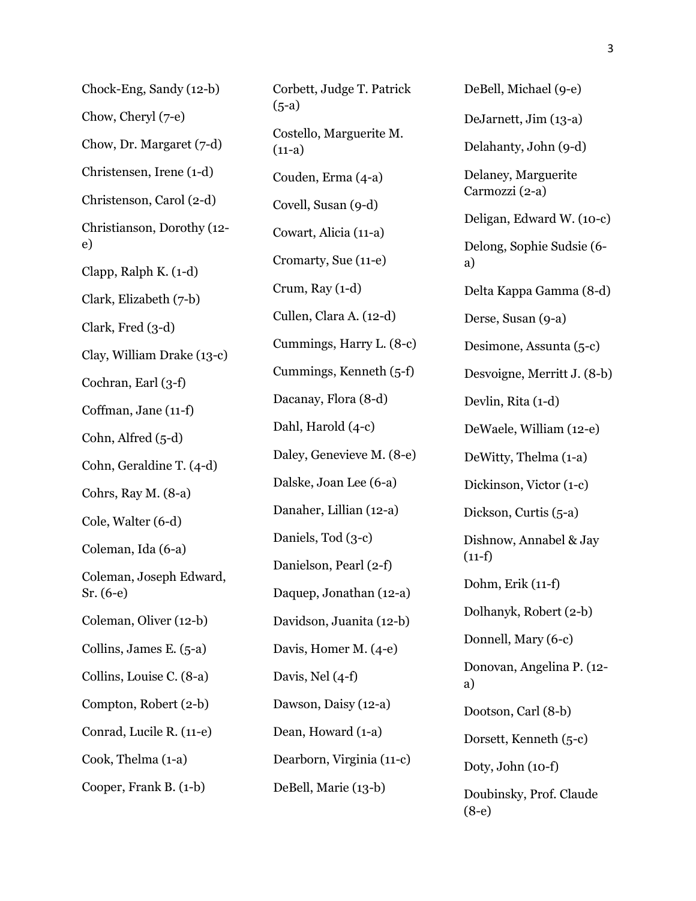Chock-Eng, Sandy (12-b)

Chow, Cheryl (7-e)

Chow, Dr. Margaret (7-d)

Christensen, Irene (1-d)

Christenson, Carol (2-d)

Christianson, Dorothy (12-e)

Clapp, Ralph K. (1-d)

Clark, Elizabeth (7-b)

Clark, Fred (3-d)

Clay, William Drake (13-c)

Cochran, Earl (3-f)

Coffman, Jane (11-f)

Cohn, Alfred (5-d)

Cohn, Geraldine T. (4-d)

Cohrs, Ray M. (8-a)

Cole, Walter (6-d)

Coleman, Ida (6-a)

Coleman, Joseph Edward, Sr. (6-e)

Coleman, Oliver (12-b)

Collins, James E. (5-a)

Collins, Louise C. (8-a)

Compton, Robert (2-b)

Conrad, Lucile R. (11-e)

Cook, Thelma (1-a)

Cooper, Frank B. (1-b)

Corbett, Judge T. Patrick (5-a)

Costello, Marguerite M. (11-a)

Couden, Erma (4-a)

Covell, Susan (9-d)

Cowart, Alicia (11-a)

Cromarty, Sue (11-e)

Crum, Ray (1-d)

Cullen, Clara A. (12-d)

Cummings, Harry L. (8-c)

Cummings, Kenneth (5-f)

Dacanay, Flora (8-d)

Dahl, Harold (4-c)

Daley, Genevieve M. (8-e)

Dalske, Joan Lee (6-a)

Danaher, Lillian (12-a)

Daniels, Tod (3-c)

Danielson, Pearl (2-f)

Daquep, Jonathan (12-a)

Davidson, Juanita (12-b)

Davis, Homer M. (4-e)

Davis, Nel (4-f)

Dawson, Daisy (12-a)

Dean, Howard (1-a)

Dearborn, Virginia (11-c)

DeBell, Marie (13-b)

DeBell, Michael (9-e)

DeJarnett, Jim (13-a)

Delahanty, John (9-d)

Delaney, Marguerite Carmozzi (2-a)

Deligan, Edward W. (10-c)

Delong, Sophie Sudsie (6-a)

Delta Kappa Gamma (8-d)

Derse, Susan (9-a)

Desimone, Assunta (5-c)

Desvoigne, Merritt J. (8-b)

Devlin, Rita (1-d)

DeWaele, William (12-e)

DeWitty, Thelma (1-a)

Dickinson, Victor (1-c)

Dickson, Curtis (5-a)

Dishnow, Annabel & Jay (11-f)

Dohm, Erik (11-f)

Dolhanyk, Robert (2-b)

Donnell, Mary (6-c)

Donovan, Angelina P. (12-a)

Dootson, Carl (8-b)

Dorsett, Kenneth (5-c)

Doty, John (10-f)

Doubinsky, Prof. Claude (8-e)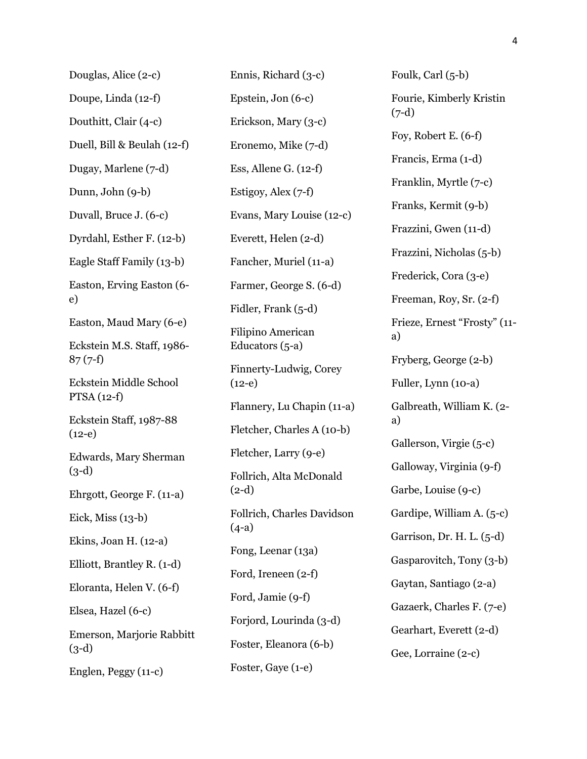Douglas, Alice (2-c)

Doupe, Linda (12-f)

Douthitt, Clair (4-c)

Duell, Bill & Beulah (12-f)

Dugay, Marlene (7-d)

Dunn, John (9-b)

Duvall, Bruce J. (6-c)

Dyrdahl, Esther F. (12-b)

Eagle Staff Family (13-b)

Easton, Erving Easton (6-e)

Easton, Maud Mary (6-e)

Eckstein M.S. Staff, 1986-87 (7-f)

Eckstein Middle School PTSA (12-f)

Eckstein Staff, 1987-88 (12-e)

Edwards, Mary Sherman (3-d)

Ehrgott, George F. (11-a)

Eick, Miss (13-b)

Ekins, Joan H. (12-a)

Elliott, Brantley R. (1-d)

Eloranta, Helen V. (6-f)

Elsea, Hazel (6-c)

Emerson, Marjorie Rabbitt (3-d)

Englen, Peggy (11-c)

Ennis, Richard (3-c)

Epstein, Jon (6-c)

Erickson, Mary (3-c)

Eronemo, Mike (7-d)

Ess, Allene G. (12-f)

Estigoy, Alex (7-f)

Evans, Mary Louise (12-c)

Everett, Helen (2-d)

Fancher, Muriel (11-a)

Farmer, George S. (6-d)

Fidler, Frank (5-d)

Filipino American Educators (5-a)

Finnerty-Ludwig, Corey (12-e)

Flannery, Lu Chapin (11-a)

Fletcher, Charles A (10-b)

Fletcher, Larry (9-e)

Follrich, Alta McDonald (2-d)

Follrich, Charles Davidson (4-a)

Fong, Leenar (13a)

Ford, Ireneen (2-f)

Ford, Jamie (9-f)

Forjord, Lourinda (3-d)

Foster, Eleanora (6-b)

Foster, Gaye (1-e)

Foulk, Carl (5-b)

Fourie, Kimberly Kristin (7-d)

Foy, Robert E. (6-f)

Francis, Erma (1-d)

Franklin, Myrtle (7-c)

Franks, Kermit (9-b)

Frazzini, Gwen (11-d)

Frazzini, Nicholas (5-b)

Frederick, Cora (3-e)

Freeman, Roy, Sr. (2-f)

Frieze, Ernest "Frosty" (11-a)

Fryberg, George (2-b)

Fuller, Lynn (10-a)

Galbreath, William K. (2-a)

Gallerson, Virgie (5-c)

Galloway, Virginia (9-f)

Garbe, Louise (9-c)

Gardipe, William A. (5-c)

Garrison, Dr. H. L. (5-d)

Gasparovitch, Tony (3-b)

Gaytan, Santiago (2-a)

Gazaerk, Charles F. (7-e)

Gearhart, Everett (2-d)

Gee, Lorraine (2-c)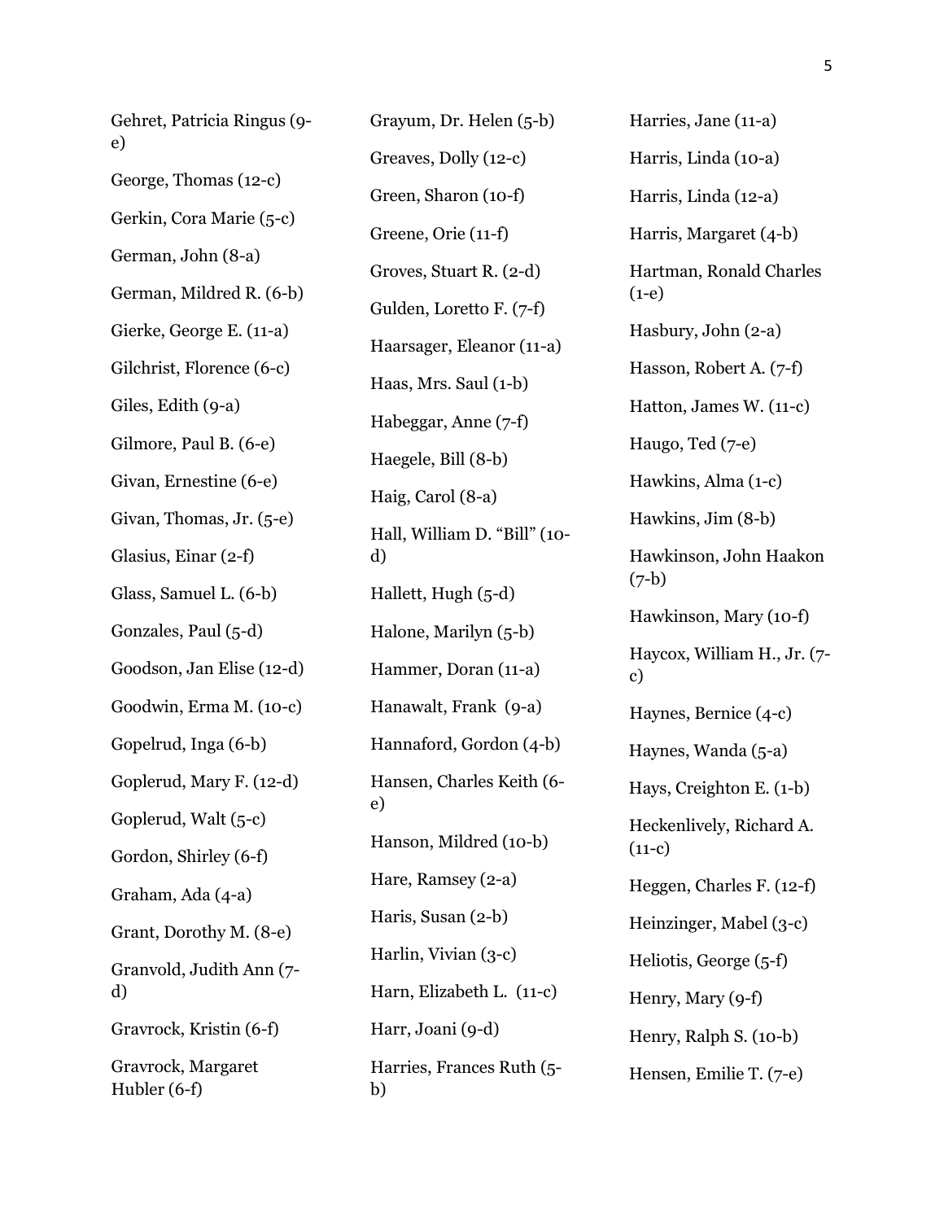Gehret, Patricia Ringus (9-e)

George, Thomas (12-c)

Gerkin, Cora Marie (5-c)

German, John (8-a)

German, Mildred R. (6-b)

Gierke, George E. (11-a)

Gilchrist, Florence (6-c)

Giles, Edith (9-a)

Gilmore, Paul B. (6-e)

Givan, Ernestine (6-e)

Givan, Thomas, Jr. (5-e)

Glasius, Einar (2-f)

Glass, Samuel L. (6-b)

Gonzales, Paul (5-d)

Goodson, Jan Elise (12-d)

Goodwin, Erma M. (10-c)

Gopelrud, Inga (6-b)

Goplerud, Mary F. (12-d)

Goplerud, Walt (5-c)

Gordon, Shirley (6-f)

Graham, Ada (4-a)

Grant, Dorothy M. (8-e)

Granvold, Judith Ann (7-d)

Gravrock, Kristin (6-f)

Gravrock, Margaret Hubler (6-f)

Grayum, Dr. Helen (5-b)

Greaves, Dolly (12-c)

Green, Sharon (10-f)

Greene, Orie (11-f)

Groves, Stuart R. (2-d)

Gulden, Loretto F. (7-f)

Haarsager, Eleanor (11-a)

Haas, Mrs. Saul (1-b)

Habeggar, Anne (7-f)

Haegele, Bill (8-b)

Haig, Carol (8-a)

Hall, William D. "Bill" (10-d)

Hallett, Hugh (5-d)

Halone, Marilyn (5-b)

Hammer, Doran (11-a)

Hanawalt, Frank (9-a)

Hannaford, Gordon (4-b)

Hansen, Charles Keith (6-e)

Hanson, Mildred (10-b)

Hare, Ramsey (2-a)

Haris, Susan (2-b)

Harlin, Vivian (3-c)

Harn, Elizabeth L. (11-c)

Harr, Joani (9-d)

Harries, Frances Ruth (5-b)

Harries, Jane (11-a)

Harris, Linda (10-a)

Harris, Linda (12-a)

Harris, Margaret (4-b)

Hartman, Ronald Charles (1-e)

Hasbury, John (2-a)

Hasson, Robert A. (7-f)

Hatton, James W. (11-c)

Haugo, Ted (7-e)

Hawkins, Alma (1-c)

Hawkins, Jim (8-b)

Hawkinson, John Haakon (7-b)

Hawkinson, Mary (10-f)

Haycox, William H., Jr. (7-c)

Haynes, Bernice (4-c)

Haynes, Wanda (5-a)

Hays, Creighton E. (1-b)

Heckenlively, Richard A. (11-c)

Heggen, Charles F. (12-f)

Heinzinger, Mabel (3-c)

Heliotis, George (5-f)

Henry, Mary (9-f)

Henry, Ralph S. (10-b)

Hensen, Emilie T. (7-e)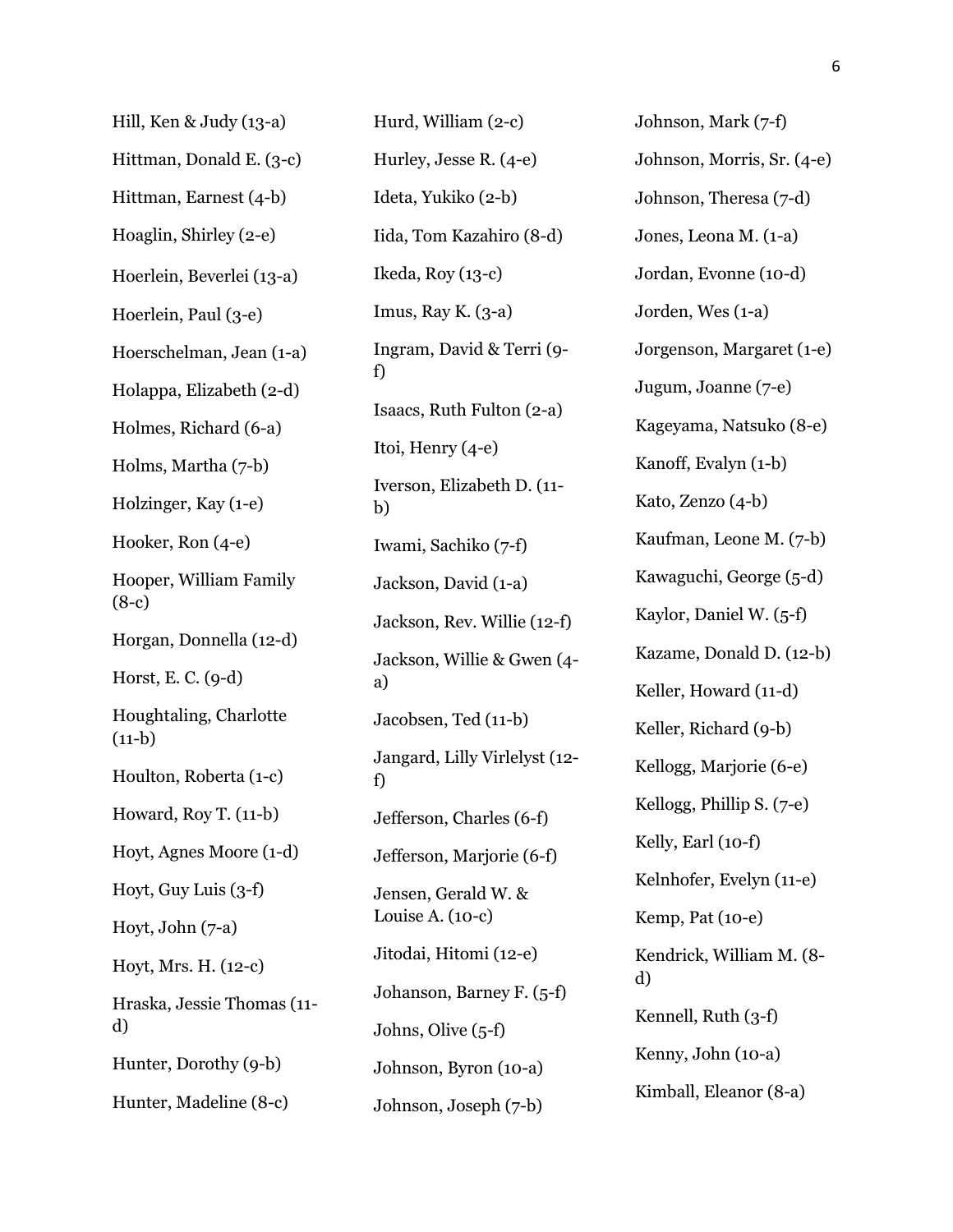Hill, Ken & Judy (13-a)

Hittman, Donald E. (3-c)

Hittman, Earnest (4-b)

Hoaglin, Shirley (2-e)

Hoerlein, Beverlei (13-a)

Hoerlein, Paul (3-e)

Hoerschelman, Jean (1-a)

Holappa, Elizabeth (2-d)

Holmes, Richard (6-a)

Holms, Martha (7-b)

Holzinger, Kay (1-e)

Hooker, Ron (4-e)

Hooper, William Family (8-c)

Horgan, Donnella (12-d)

Horst, E. C. (9-d)

Houghtaling, Charlotte (11-b)

Houlton, Roberta (1-c)

Howard, Roy T. (11-b)

Hoyt, Agnes Moore (1-d)

Hoyt, Guy Luis (3-f)

Hoyt, John (7-a)

Hoyt, Mrs. H. (12-c)

Hraska, Jessie Thomas (11-d)

Hunter, Dorothy (9-b)

Hunter, Madeline (8-c)

Hurd, William (2-c)

Hurley, Jesse R. (4-e)

Ideta, Yukiko (2-b)

Iida, Tom Kazahiro (8-d)

Ikeda, Roy (13-c)

Imus, Ray K. (3-a)

Ingram, David & Terri (9-f)

Isaacs, Ruth Fulton (2-a)

Itoi, Henry (4-e)

Iverson, Elizabeth D. (11-b)

Iwami, Sachiko (7-f)

Jackson, David (1-a)

Jackson, Rev. Willie (12-f)

Jackson, Willie & Gwen (4-a)

Jacobsen, Ted (11-b)

Jangard, Lilly Virlelyst (12-f)

Jefferson, Charles (6-f)

Jefferson, Marjorie (6-f)

Jensen, Gerald W. & Louise A. (10-c)

Jitodai, Hitomi (12-e)

Johanson, Barney F. (5-f)

Johns, Olive (5-f)

Johnson, Byron (10-a)

Johnson, Joseph (7-b)

Johnson, Mark (7-f)

Johnson, Morris, Sr. (4-e)

Johnson, Theresa (7-d)

Jones, Leona M. (1-a)

Jordan, Evonne (10-d)

Jorden, Wes (1-a)

Jorgenson, Margaret (1-e)

Jugum, Joanne (7-e)

Kageyama, Natsuko (8-e)

Kanoff, Evalyn (1-b)

Kato, Zenzo (4-b)

Kaufman, Leone M. (7-b)

Kawaguchi, George (5-d)

Kaylor, Daniel W. (5-f)

Kazame, Donald D. (12-b)

Keller, Howard (11-d)

Keller, Richard (9-b)

Kellogg, Marjorie (6-e)

Kellogg, Phillip S. (7-e)

Kelly, Earl (10-f)

Kelnhofer, Evelyn (11-e)

Kemp, Pat (10-e)

Kendrick, William M. (8-d)

Kennell, Ruth (3-f)

Kenny, John (10-a)

Kimball, Eleanor (8-a)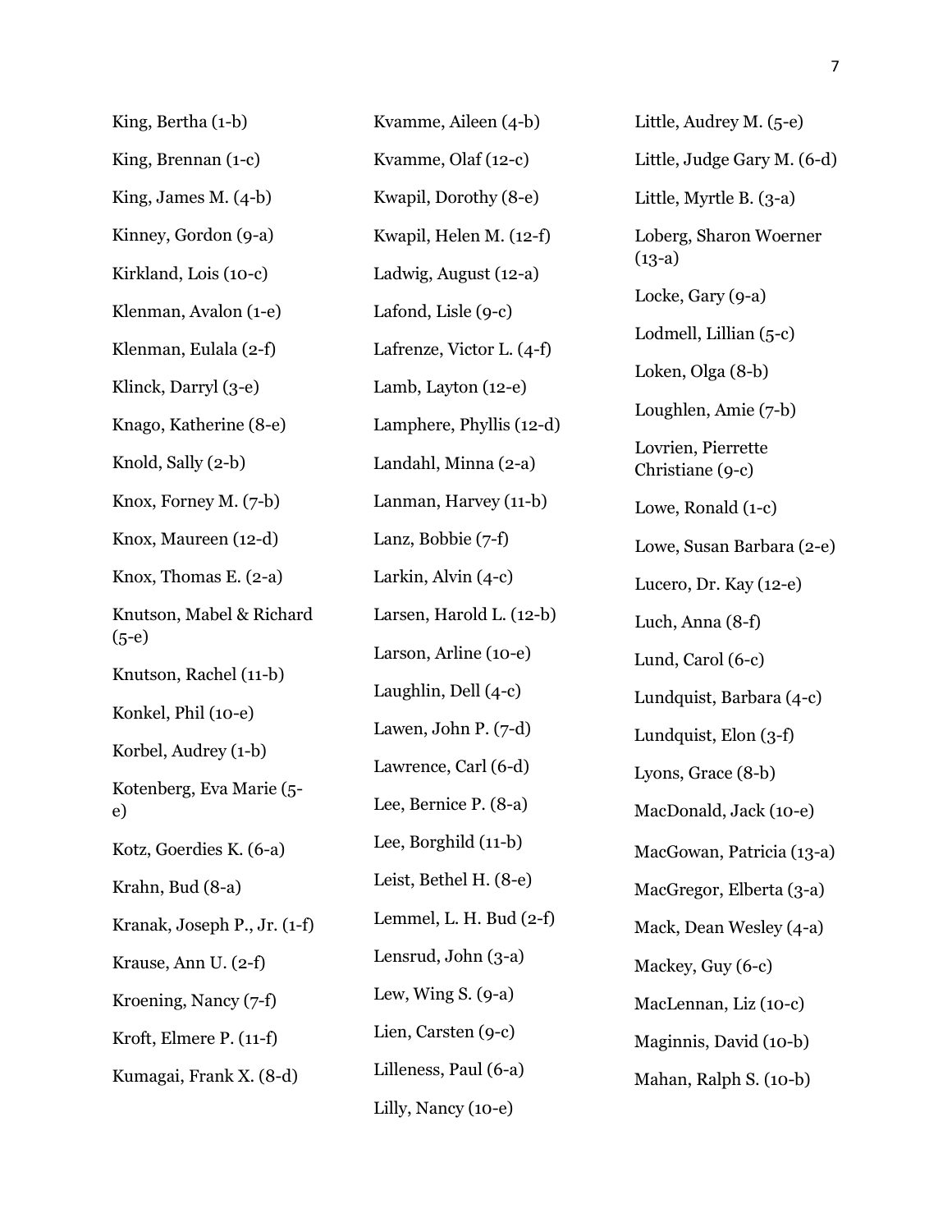King, Bertha (1-b)

King, Brennan (1-c)

King, James M. (4-b)

Kinney, Gordon (9-a)

Kirkland, Lois (10-c)

Klenman, Avalon (1-e)

Klenman, Eulala (2-f)

Klinck, Darryl (3-e)

Knago, Katherine (8-e)

Knold, Sally (2-b)

Knox, Forney M. (7-b)

Knox, Maureen (12-d)

Knox, Thomas E. (2-a)

Knutson, Mabel & Richard (5-e)

Knutson, Rachel (11-b)

Konkel, Phil (10-e)

Korbel, Audrey (1-b)

Kotenberg, Eva Marie (5-e)

Kotz, Goerdies K. (6-a)

Krahn, Bud (8-a)

Kranak, Joseph P., Jr. (1-f)

Krause, Ann U. (2-f)

Kroening, Nancy (7-f)

Kroft, Elmere P. (11-f)

Kumagai, Frank X. (8-d)

Kvamme, Aileen (4-b)

Kvamme, Olaf (12-c)

Kwapil, Dorothy (8-e)

Kwapil, Helen M. (12-f)

Ladwig, August (12-a)

Lafond, Lisle (9-c)

Lafrenze, Victor L. (4-f)

Lamb, Layton (12-e)

Lamphere, Phyllis (12-d)

Landahl, Minna (2-a)

Lanman, Harvey (11-b)

Lanz, Bobbie (7-f)

Larkin, Alvin (4-c)

Larsen, Harold L. (12-b)

Larson, Arline (10-e)

Laughlin, Dell (4-c)

Lawen, John P. (7-d)

Lawrence, Carl (6-d)

Lee, Bernice P. (8-a)

Lee, Borghild (11-b)

Leist, Bethel H. (8-e)

Lemmel, L. H. Bud (2-f)

Lensrud, John (3-a)

Lew, Wing S. (9-a)

Lien, Carsten (9-c)

Lilleness, Paul (6-a)

Lilly, Nancy (10-e)

Little, Audrey M. (5-e)

Little, Judge Gary M. (6-d)

Little, Myrtle B. (3-a)

Loberg, Sharon Woerner (13-a)

Locke, Gary (9-a)

Lodmell, Lillian (5-c)

Loken, Olga (8-b)

Loughlen, Amie (7-b)

Lovrien, Pierrette Christiane (9-c)

Lowe, Ronald (1-c)

Lowe, Susan Barbara (2-e)

Lucero, Dr. Kay (12-e)

Luch, Anna (8-f)

Lund, Carol (6-c)

Lundquist, Barbara (4-c)

Lundquist, Elon (3-f)

Lyons, Grace (8-b)

MacDonald, Jack (10-e)

MacGowan, Patricia (13-a)

MacGregor, Elberta (3-a)

Mack, Dean Wesley (4-a)

Mackey, Guy (6-c)

MacLennan, Liz (10-c)

Maginnis, David (10-b)

Mahan, Ralph S. (10-b)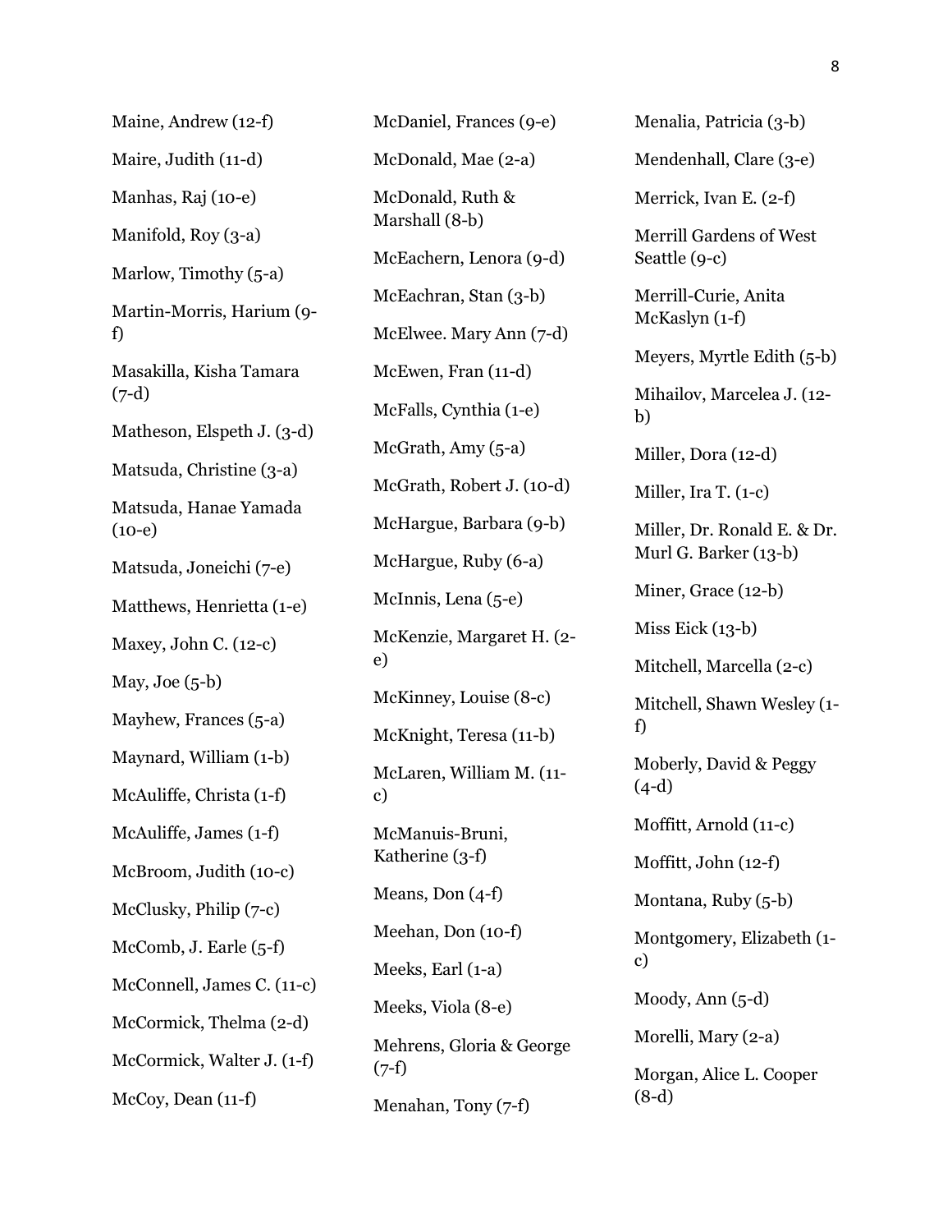Maine, Andrew (12-f)

Maire, Judith (11-d)

Manhas, Raj (10-e)

Manifold, Roy (3-a)

Marlow, Timothy (5-a)

Martin-Morris, Harium (9-f)

Masakilla, Kisha Tamara (7-d)

Matheson, Elspeth J. (3-d)

Matsuda, Christine (3-a)

Matsuda, Hanae Yamada (10-e)

Matsuda, Joneichi (7-e)

Matthews, Henrietta (1-e)

Maxey, John C. (12-c)

May, Joe (5-b)

Mayhew, Frances (5-a)

Maynard, William (1-b)

McAuliffe, Christa (1-f)

McAuliffe, James (1-f)

McBroom, Judith (10-c)

McClusky, Philip (7-c)

McComb, J. Earle (5-f)

McConnell, James C. (11-c)

McCormick, Thelma (2-d)

McCormick, Walter J. (1-f)

McCoy, Dean (11-f)

McDaniel, Frances (9-e)

McDonald, Mae (2-a)

McDonald, Ruth & Marshall (8-b)

McEachern, Lenora (9-d)

McEachran, Stan (3-b)

McElwee. Mary Ann (7-d)

McEwen, Fran (11-d)

McFalls, Cynthia (1-e)

McGrath, Amy (5-a)

McGrath, Robert J. (10-d)

McHargue, Barbara (9-b)

McHargue, Ruby (6-a)

McInnis, Lena (5-e)

McKenzie, Margaret H. (2-e)

McKinney, Louise (8-c)

McKnight, Teresa (11-b)

McLaren, William M. (11-c)

McManuis-Bruni, Katherine (3-f)

Means, Don (4-f)

Meehan, Don (10-f)

Meeks, Earl (1-a)

Meeks, Viola (8-e)

Mehrens, Gloria & George (7-f)

Menahan, Tony (7-f)

Menalia, Patricia (3-b)

Mendenhall, Clare (3-e)

Merrick, Ivan E. (2-f)

Merrill Gardens of West Seattle (9-c)

Merrill-Curie, Anita McKaslyn (1-f)

Meyers, Myrtle Edith (5-b)

Mihailov, Marcelea J. (12-b)

Miller, Dora (12-d)

Miller, Ira T. (1-c)

Miller, Dr. Ronald E. & Dr. Murl G. Barker (13-b)

Miner, Grace (12-b)

Miss Eick (13-b)

Mitchell, Marcella (2-c)

Mitchell, Shawn Wesley (1-f)

Moberly, David & Peggy (4-d)

Moffitt, Arnold (11-c)

Moffitt, John (12-f)

Montana, Ruby (5-b)

Montgomery, Elizabeth (1-c)

Moody, Ann (5-d)

Morelli, Mary (2-a)

Morgan, Alice L. Cooper (8-d)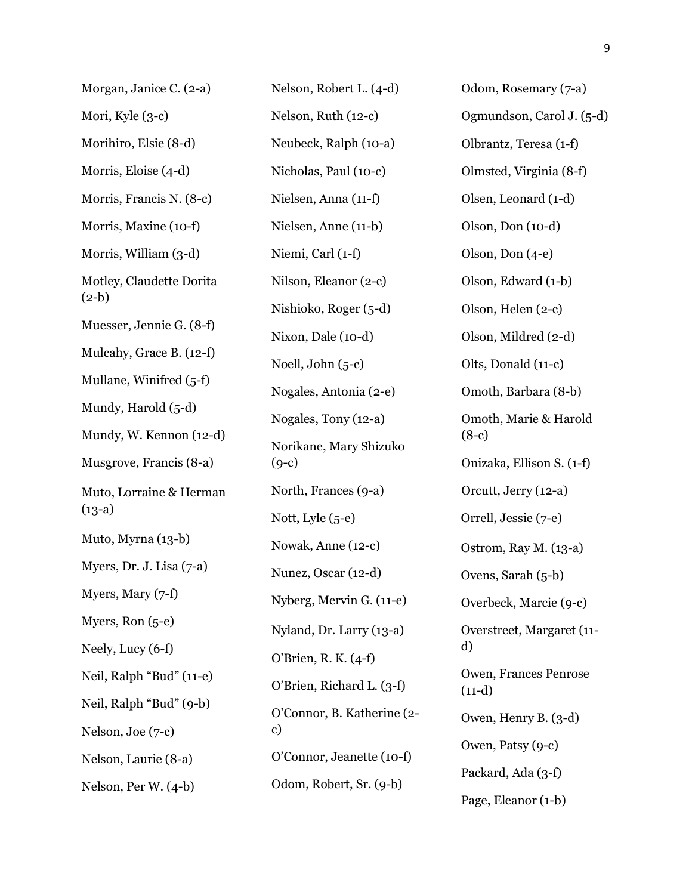Morgan, Janice C. (2-a)

Mori, Kyle (3-c)

Morihiro, Elsie (8-d)

Morris, Eloise (4-d)

Morris, Francis N. (8-c)

Morris, Maxine (10-f)

Morris, William (3-d)

Motley, Claudette Dorita (2-b)

Muesser, Jennie G. (8-f)

Mulcahy, Grace B. (12-f)

Mullane, Winifred (5-f)

Mundy, Harold (5-d)

Mundy, W. Kennon (12-d)

Musgrove, Francis (8-a)

Muto, Lorraine & Herman (13-a)

Muto, Myrna (13-b)

Myers, Dr. J. Lisa (7-a)

Myers, Mary (7-f)

Myers, Ron (5-e)

Neely, Lucy (6-f)

Neil, Ralph "Bud" (11-e)

Neil, Ralph "Bud" (9-b)

Nelson, Joe (7-c)

Nelson, Laurie (8-a)

Nelson, Per W. (4-b)

Nelson, Robert L. (4-d)

Nelson, Ruth (12-c)

Neubeck, Ralph (10-a)

Nicholas, Paul (10-c)

Nielsen, Anna (11-f)

Nielsen, Anne (11-b)

Niemi, Carl (1-f)

Nilson, Eleanor (2-c)

Nishioko, Roger (5-d)

Nixon, Dale (10-d)

Noell, John (5-c)

Nogales, Antonia (2-e)

Nogales, Tony (12-a)

Norikane, Mary Shizuko (9-c)

North, Frances (9-a)

Nott, Lyle (5-e)

Nowak, Anne (12-c)

Nunez, Oscar (12-d)

Nyberg, Mervin G. (11-e)

Nyland, Dr. Larry (13-a)

O'Brien, R. K. (4-f)

O'Brien, Richard L. (3-f)

O'Connor, B. Katherine (2-c)

O'Connor, Jeanette (10-f)

Odom, Robert, Sr. (9-b)

Odom, Rosemary (7-a)

Ogmundson, Carol J. (5-d)

Olbrantz, Teresa (1-f)

Olmsted, Virginia (8-f)

Olsen, Leonard (1-d)

Olson, Don (10-d)

Olson, Don (4-e)

Olson, Edward (1-b)

Olson, Helen (2-c)

Olson, Mildred (2-d)

Olts, Donald (11-c)

Omoth, Barbara (8-b)

Omoth, Marie & Harold (8-c)

Onizaka, Ellison S. (1-f)

Orcutt, Jerry (12-a)

Orrell, Jessie (7-e)

Ostrom, Ray M. (13-a)

Ovens, Sarah (5-b)

Overbeck, Marcie (9-c)

Overstreet, Margaret (11-d)

Owen, Frances Penrose (11-d)

Owen, Henry B. (3-d)

Owen, Patsy (9-c)

Packard, Ada (3-f)

Page, Eleanor (1-b)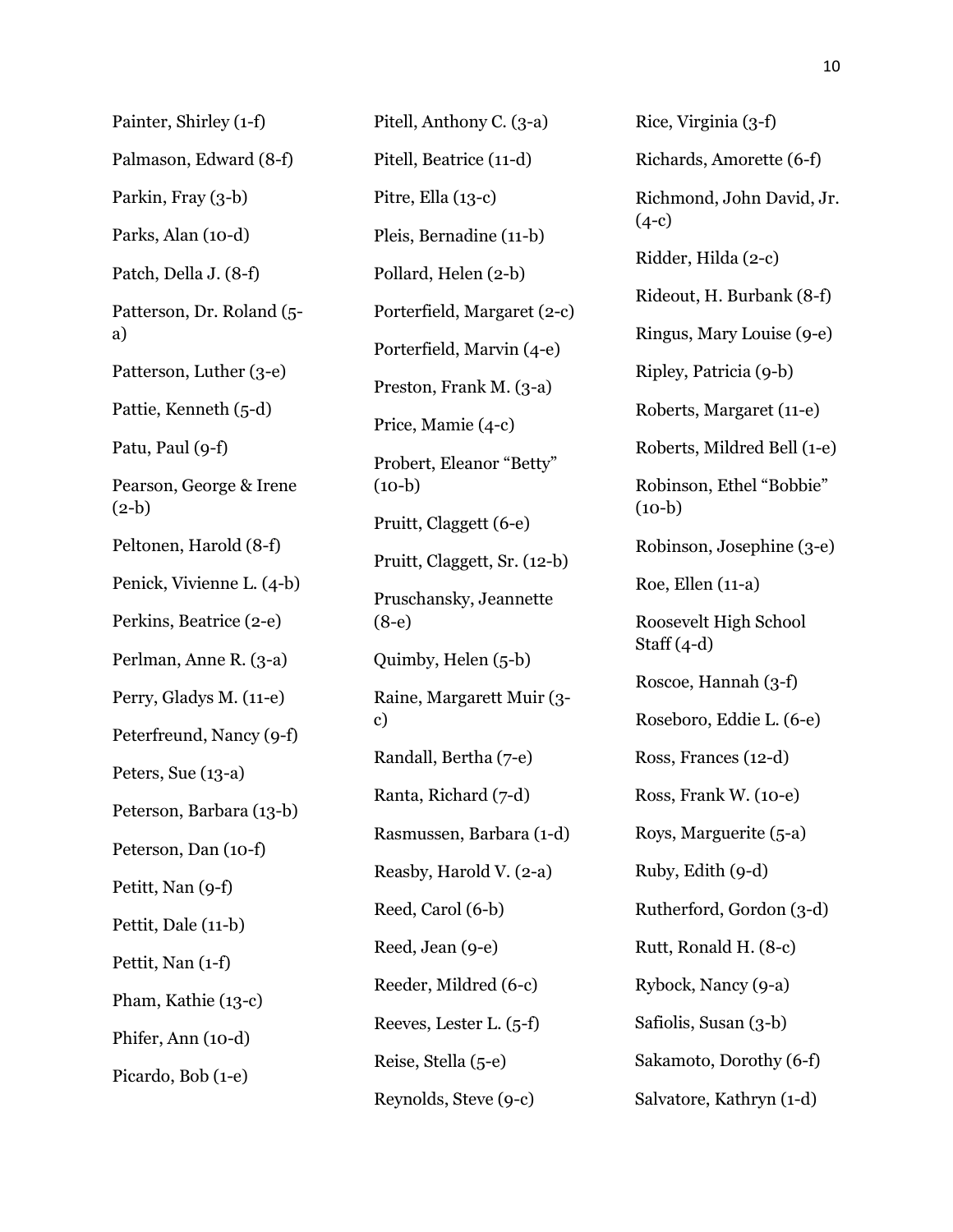Painter, Shirley (1-f)

Palmason, Edward (8-f)

Parkin, Fray (3-b)

Parks, Alan (10-d)

Patch, Della J. (8-f)

Patterson, Dr. Roland (5-a)

Patterson, Luther (3-e)

Pattie, Kenneth (5-d)

Patu, Paul (9-f)

Pearson, George & Irene (2-b)

Peltonen, Harold (8-f)

Penick, Vivienne L. (4-b)

Perkins, Beatrice (2-e)

Perlman, Anne R. (3-a)

Perry, Gladys M. (11-e)

Peterfreund, Nancy (9-f)

Peters, Sue (13-a)

Peterson, Barbara (13-b)

Peterson, Dan (10-f)

Petitt, Nan (9-f)

Pettit, Dale (11-b)

Pettit, Nan (1-f)

Pham, Kathie (13-c)

Phifer, Ann (10-d)

Picardo, Bob (1-e)

Pitell, Anthony C. (3-a)

Pitell, Beatrice (11-d)

Pitre, Ella (13-c)

Pleis, Bernadine (11-b)

Pollard, Helen (2-b)

Porterfield, Margaret (2-c)

Porterfield, Marvin (4-e)

Preston, Frank M. (3-a)

Price, Mamie (4-c)

Probert, Eleanor "Betty" (10-b)

Pruitt, Claggett (6-e)

Pruitt, Claggett, Sr. (12-b)

Pruschansky, Jeannette (8-e)

Quimby, Helen (5-b)

Raine, Margarett Muir (3-c)

Randall, Bertha (7-e)

Ranta, Richard (7-d)

Rasmussen, Barbara (1-d)

Reasby, Harold V. (2-a)

Reed, Carol (6-b)

Reed, Jean (9-e)

Reeder, Mildred (6-c)

Reeves, Lester L. (5-f)

Reise, Stella (5-e)

Reynolds, Steve (9-c)

Rice, Virginia (3-f)

Richards, Amorette (6-f)

Richmond, John David, Jr. (4-c)

Ridder, Hilda (2-c)

Rideout, H. Burbank (8-f)

Ringus, Mary Louise (9-e)

Ripley, Patricia (9-b)

Roberts, Margaret (11-e)

Roberts, Mildred Bell (1-e)

Robinson, Ethel "Bobbie" (10-b)

Robinson, Josephine (3-e)

Roe, Ellen (11-a)

Roosevelt High School Staff (4-d)

Roscoe, Hannah (3-f)

Roseboro, Eddie L. (6-e)

Ross, Frances (12-d)

Ross, Frank W. (10-e)

Roys, Marguerite (5-a)

Ruby, Edith (9-d)

Rutherford, Gordon (3-d)

Rutt, Ronald H. (8-c)

Rybock, Nancy (9-a)

Safiolis, Susan (3-b)

Sakamoto, Dorothy (6-f)

Salvatore, Kathryn (1-d)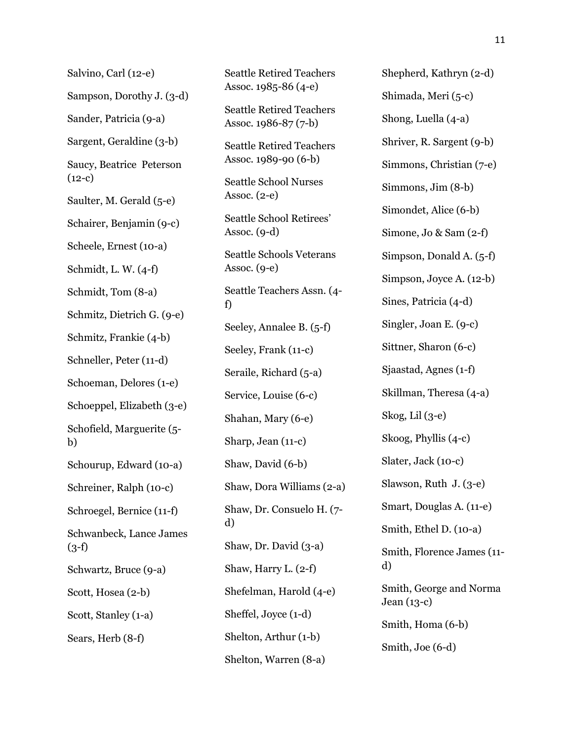Salvino, Carl (12-e)

Sampson, Dorothy J. (3-d)

Sander, Patricia (9-a)

Sargent, Geraldine (3-b)

Saucy, Beatrice Peterson (12-c)

Saulter, M. Gerald (5-e)

Schairer, Benjamin (9-c)

Scheele, Ernest (10-a)

Schmidt, L. W. (4-f)

Schmidt, Tom (8-a)

Schmitz, Dietrich G. (9-e)

Schmitz, Frankie (4-b)

Schneller, Peter (11-d)

Schoeman, Delores (1-e)

Schoeppel, Elizabeth (3-e)

Schofield, Marguerite (5-b)

Schourup, Edward (10-a)

Schreiner, Ralph (10-c)

Schroegel, Bernice (11-f)

Schwanbeck, Lance James (3-f)

Schwartz, Bruce (9-a)

Scott, Hosea (2-b)

Scott, Stanley (1-a)

Sears, Herb (8-f)

Seattle Retired Teachers Assoc. 1985-86 (4-e)

Seattle Retired Teachers Assoc. 1986-87 (7-b)

Seattle Retired Teachers Assoc. 1989-90 (6-b)

Seattle School Nurses Assoc. (2-e)

Seattle School Retirees' Assoc. (9-d)

Seattle Schools Veterans Assoc. (9-e)

Seattle Teachers Assn. (4-f)

Seeley, Annalee B. (5-f)

Seeley, Frank (11-c)

Seraile, Richard (5-a)

Service, Louise (6-c)

Shahan, Mary (6-e)

Sharp, Jean (11-c)

Shaw, David (6-b)

Shaw, Dora Williams (2-a)

Shaw, Dr. Consuelo H. (7-d)

Shaw, Dr. David (3-a)

Shaw, Harry L. (2-f)

Shefelman, Harold (4-e)

Sheffel, Joyce (1-d)

Shelton, Arthur (1-b)

Shelton, Warren (8-a)

Shepherd, Kathryn (2-d)

Shimada, Meri (5-c)

Shong, Luella (4-a)

Shriver, R. Sargent (9-b)

Simmons, Christian (7-e)

Simmons, Jim (8-b)

Simondet, Alice (6-b)

Simone, Jo & Sam (2-f)

Simpson, Donald A. (5-f)

Simpson, Joyce A. (12-b)

Sines, Patricia (4-d)

Singler, Joan E. (9-c)

Sittner, Sharon (6-c)

Sjaastad, Agnes (1-f)

Skillman, Theresa (4-a)

Skog, Lil (3-e)

Skoog, Phyllis (4-c)

Slater, Jack (10-c)

Slawson, Ruth J. (3-e)

Smart, Douglas A. (11-e)

Smith, Ethel D. (10-a)

Smith, Florence James (11-d)

Smith, George and Norma Jean (13-c)

Smith, Homa (6-b)

Smith, Joe (6-d)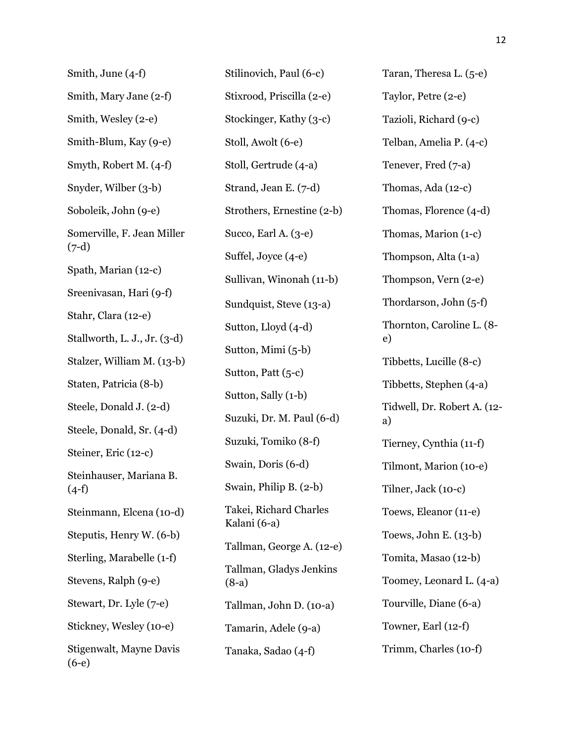Smith, June (4-f)

Smith, Mary Jane (2-f)

Smith, Wesley (2-e)

Smith-Blum, Kay (9-e)

Smyth, Robert M. (4-f)

Snyder, Wilber (3-b)

Soboleik, John (9-e)

Somerville, F. Jean Miller (7-d)

Spath, Marian (12-c)

Sreenivasan, Hari (9-f)

Stahr, Clara (12-e)

Stallworth, L. J., Jr. (3-d)

Stalzer, William M. (13-b)

Staten, Patricia (8-b)

Steele, Donald J. (2-d)

Steele, Donald, Sr. (4-d)

Steiner, Eric (12-c)

Steinhauser, Mariana B. (4-f)

Steinmann, Elcena (10-d)

Steputis, Henry W. (6-b)

Sterling, Marabelle (1-f)

Stevens, Ralph (9-e)

Stewart, Dr. Lyle (7-e)

Stickney, Wesley (10-e)

Stigenwalt, Mayne Davis (6-e)

Stilinovich, Paul (6-c)

Stixrood, Priscilla (2-e)

Stockinger, Kathy (3-c)

Stoll, Awolt (6-e)

Stoll, Gertrude (4-a)

Strand, Jean E. (7-d)

Strothers, Ernestine (2-b)

Succo, Earl A. (3-e)

Suffel, Joyce (4-e)

Sullivan, Winonah (11-b)

Sundquist, Steve (13-a)

Sutton, Lloyd (4-d)

Sutton, Mimi (5-b)

Sutton, Patt (5-c)

Sutton, Sally (1-b)

Suzuki, Dr. M. Paul (6-d)

Suzuki, Tomiko (8-f)

Swain, Doris (6-d)

Swain, Philip B. (2-b)

Takei, Richard Charles Kalani (6-a)

Tallman, George A. (12-e)

Tallman, Gladys Jenkins (8-a)

Tallman, John D. (10-a)

Tamarin, Adele (9-a)

Tanaka, Sadao (4-f)

Taran, Theresa L. (5-e)

Taylor, Petre (2-e)

Tazioli, Richard (9-c)

Telban, Amelia P. (4-c)

Tenever, Fred (7-a)

Thomas, Ada (12-c)

Thomas, Florence (4-d)

Thomas, Marion (1-c)

Thompson, Alta (1-a)

Thompson, Vern (2-e)

Thordarson, John (5-f)

Thornton, Caroline L. (8-e)

Tibbetts, Lucille (8-c)

Tibbetts, Stephen (4-a)

Tidwell, Dr. Robert A. (12-a)

Tierney, Cynthia (11-f)

Tilmont, Marion (10-e)

Tilner, Jack (10-c)

Toews, Eleanor (11-e)

Toews, John E. (13-b)

Tomita, Masao (12-b)

Toomey, Leonard L. (4-a)

Tourville, Diane (6-a)

Towner, Earl (12-f)

Trimm, Charles (10-f)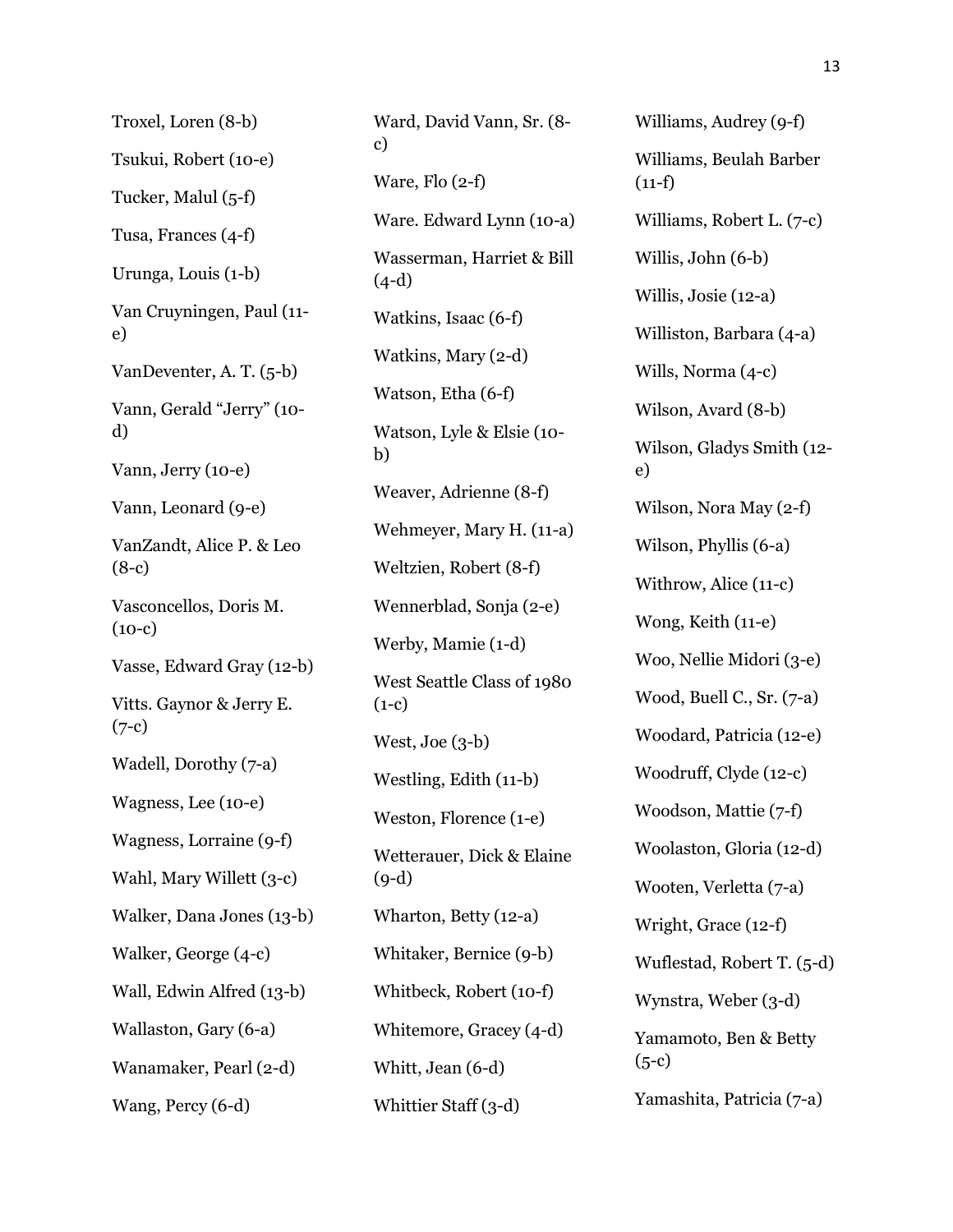Troxel, Loren (8-b)

Tsukui, Robert (10-e)

Tucker, Malul (5-f)

Tusa, Frances (4-f)

Urunga, Louis (1-b)

Van Cruyningen, Paul (11-e)

VanDeventer, A. T. (5-b)

Vann, Gerald "Jerry" (10-d)

Vann, Jerry (10-e)

Vann, Leonard (9-e)

VanZandt, Alice P. & Leo (8-c)

Vasconcellos, Doris M. (10-c)

Vasse, Edward Gray (12-b)

Vitts. Gaynor & Jerry E. (7-c)

Wadell, Dorothy (7-a)

Wagness, Lee (10-e)

Wagness, Lorraine (9-f)

Wahl, Mary Willett (3-c)

Walker, Dana Jones (13-b)

Walker, George (4-c)

Wall, Edwin Alfred (13-b)

Wallaston, Gary (6-a)

Wanamaker, Pearl (2-d)

Wang, Percy (6-d)

Ward, David Vann, Sr. (8-c)

Ware, Flo (2-f)

Ware. Edward Lynn (10-a)

Wasserman, Harriet & Bill (4-d)

Watkins, Isaac (6-f)

Watkins, Mary (2-d)

Watson, Etha (6-f)

Watson, Lyle & Elsie (10-b)

Weaver, Adrienne (8-f)

Wehmeyer, Mary H. (11-a)

Weltzien, Robert (8-f)

Wennerblad, Sonja (2-e)

Werby, Mamie (1-d)

West Seattle Class of 1980 (1-c)

West, Joe (3-b)

Westling, Edith (11-b)

Weston, Florence (1-e)

Wetterauer, Dick & Elaine (9-d)

Wharton, Betty (12-a)

Whitaker, Bernice (9-b)

Whitbeck, Robert (10-f)

Whitemore, Gracey (4-d)

Whitt, Jean (6-d)

Whittier Staff (3-d)

Williams, Audrey (9-f)

Williams, Beulah Barber (11-f)

Williams, Robert L. (7-c)

Willis, John (6-b)

Willis, Josie (12-a)

Williston, Barbara (4-a)

Wills, Norma (4-c)

Wilson, Avard (8-b)

Wilson, Gladys Smith (12-e)

Wilson, Nora May (2-f)

Wilson, Phyllis (6-a)

Withrow, Alice (11-c)

Wong, Keith (11-e)

Woo, Nellie Midori (3-e)

Wood, Buell C., Sr. (7-a)

Woodard, Patricia (12-e)

Woodruff, Clyde (12-c)

Woodson, Mattie (7-f)

Woolaston, Gloria (12-d)

Wooten, Verletta (7-a)

Wright, Grace (12-f)

Wuflestad, Robert T. (5-d)

Wynstra, Weber (3-d)

Yamamoto, Ben & Betty (5-c)

Yamashita, Patricia (7-a)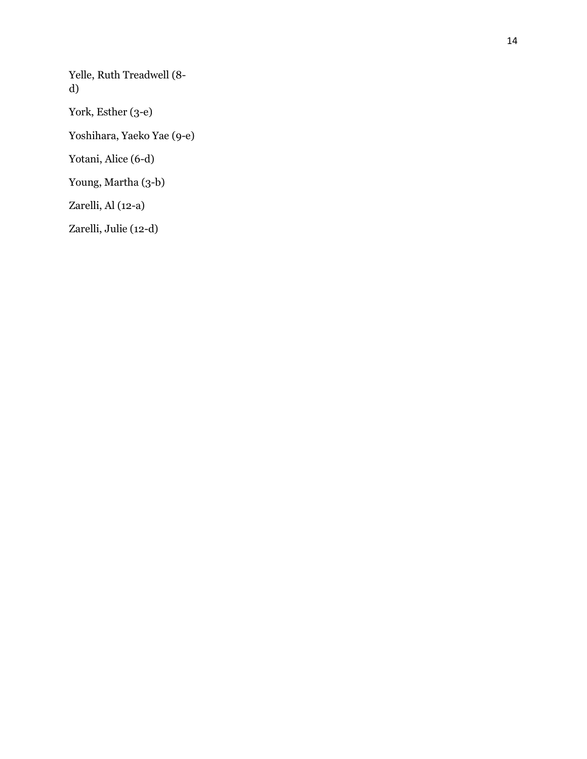Yelle, Ruth Treadwell (8-d)

York, Esther (3-e)

Yoshihara, Yaeko Yae (9-e)

Yotani, Alice (6-d)

Young, Martha (3-b)

Zarelli, Al (12-a)

Zarelli, Julie (12-d)